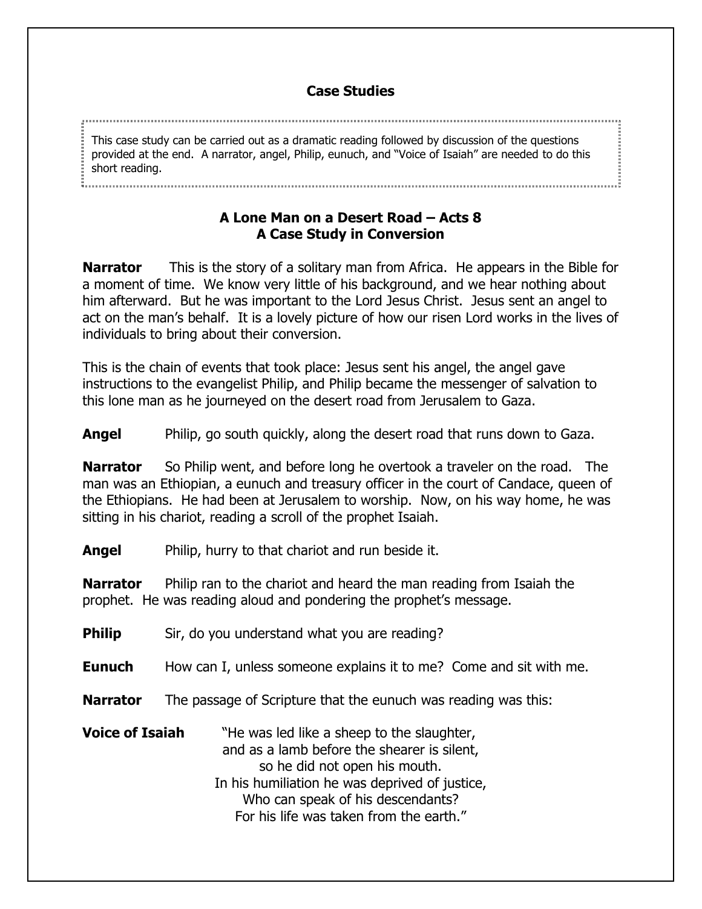## Case Studies

This case study can be carried out as a dramatic reading followed by discussion of the questions provided at the end. A narrator, angel, Philip, eunuch, and "Voice of Isaiah" are needed to do this short reading.

### A Lone Man on a Desert Road – Acts 8
### A Case Study in Conversion

**Narrator** This is the story of a solitary man from Africa. He appears in the Bible for a moment of time. We know very little of his background, and we hear nothing about him afterward. But he was important to the Lord Jesus Christ. Jesus sent an angel to act on the man's behalf. It is a lovely picture of how our risen Lord works in the lives of individuals to bring about their conversion.

This is the chain of events that took place: Jesus sent his angel, the angel gave instructions to the evangelist Philip, and Philip became the messenger of salvation to this lone man as he journeyed on the desert road from Jerusalem to Gaza.

**Angel** Philip, go south quickly, along the desert road that runs down to Gaza.

**Narrator** So Philip went, and before long he overtook a traveler on the road. The man was an Ethiopian, a eunuch and treasury officer in the court of Candace, queen of the Ethiopians. He had been at Jerusalem to worship. Now, on his way home, he was sitting in his chariot, reading a scroll of the prophet Isaiah.

**Angel** Philip, hurry to that chariot and run beside it.

**Narrator** Philip ran to the chariot and heard the man reading from Isaiah the prophet. He was reading aloud and pondering the prophet's message.

**Philip** Sir, do you understand what you are reading?

**Eunuch** How can I, unless someone explains it to me? Come and sit with me.

**Narrator** The passage of Scripture that the eunuch was reading was this:

**Voice of Isaiah** "He was led like a sheep to the slaughter,
and as a lamb before the shearer is silent,
so he did not open his mouth.
In his humiliation he was deprived of justice,
Who can speak of his descendants?
For his life was taken from the earth."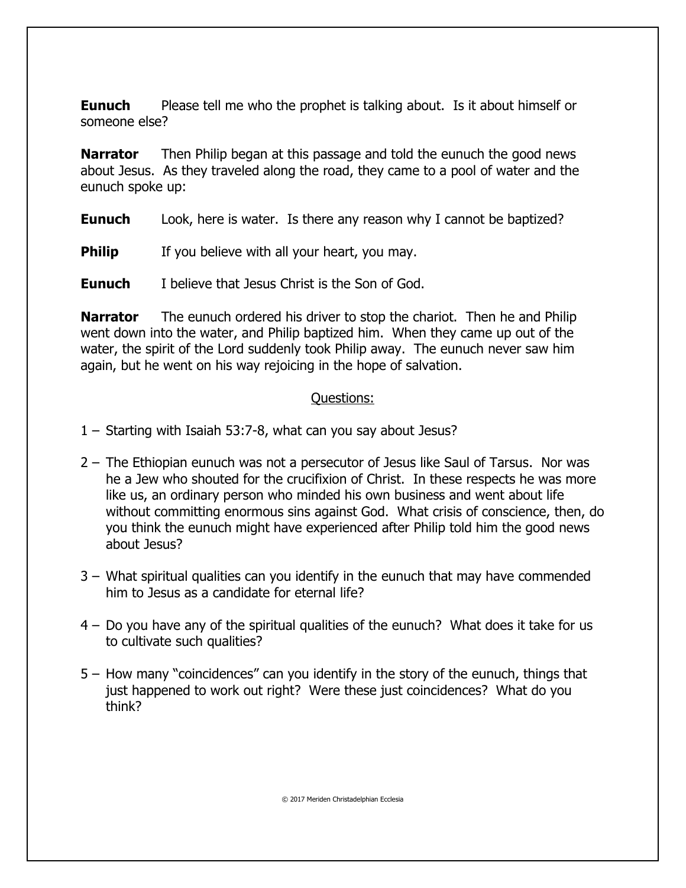**Eunuch** Please tell me who the prophet is talking about. Is it about himself or someone else?

**Narrator** Then Philip began at this passage and told the eunuch the good news about Jesus. As they traveled along the road, they came to a pool of water and the eunuch spoke up:

**Eunuch** Look, here is water. Is there any reason why I cannot be baptized?

**Philip** If you believe with all your heart, you may.

**Eunuch** I believe that Jesus Christ is the Son of God.

**Narrator** The eunuch ordered his driver to stop the chariot. Then he and Philip went down into the water, and Philip baptized him. When they came up out of the water, the spirit of the Lord suddenly took Philip away. The eunuch never saw him again, but he went on his way rejoicing in the hope of salvation.

<u>Questions:</u>

1 – Starting with Isaiah 53:7-8, what can you say about Jesus?

2 – The Ethiopian eunuch was not a persecutor of Jesus like Saul of Tarsus. Nor was he a Jew who shouted for the crucifixion of Christ. In these respects he was more like us, an ordinary person who minded his own business and went about life without committing enormous sins against God. What crisis of conscience, then, do you think the eunuch might have experienced after Philip told him the good news about Jesus?

3 – What spiritual qualities can you identify in the eunuch that may have commended him to Jesus as a candidate for eternal life?

4 – Do you have any of the spiritual qualities of the eunuch? What does it take for us to cultivate such qualities?

5 – How many "coincidences" can you identify in the story of the eunuch, things that just happened to work out right? Were these just coincidences? What do you think?

© 2017 Meriden Christadelphian Ecclesia